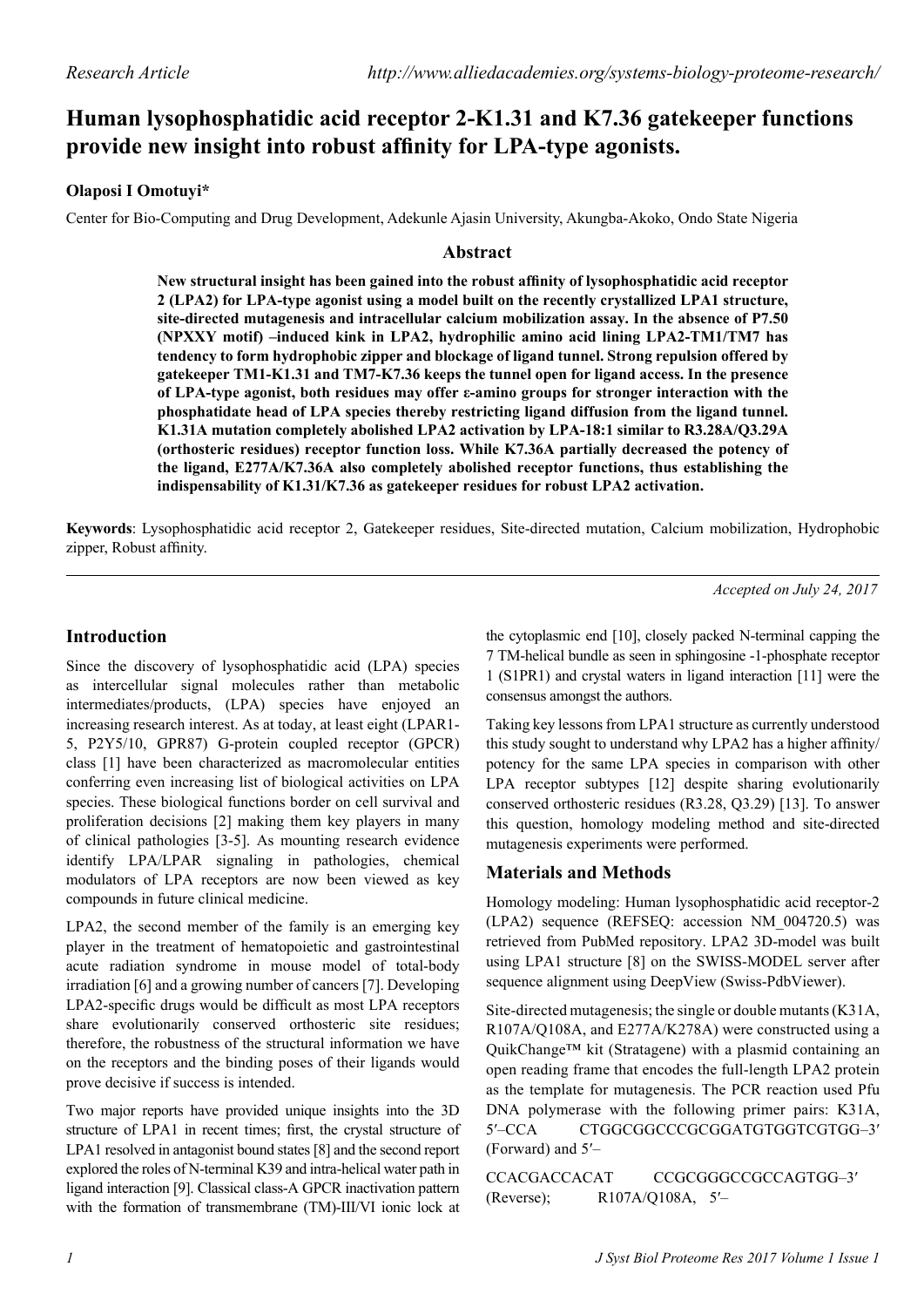Research Article

# Human lysophosphatidic acid receptor 2-K1.31 and K7.36 gatekeeper functions provide new insight into robust affinity for LPA-type agonists.

**Olaposi I Omotuyi***

Center for Bio-Computing and Drug Development, Adekunle Ajasin University, Akungba-Akoko, Ondo State Nigeria

## Abstract

**New structural insight has been gained into the robust affinity of lysophosphatidic acid receptor 2 (LPA2) for LPA-type agonist using a model built on the recently crystallized LPA1 structure, site-directed mutagenesis and intracellular calcium mobilization assay. In the absence of P7.50 (NPXXY motif) –induced kink in LPA2, hydrophilic amino acid lining LPA2-TM1/TM7 has tendency to form hydrophobic zipper and blockage of ligand tunnel. Strong repulsion offered by gatekeeper TM1-K1.31 and TM7-K7.36 keeps the tunnel open for ligand access. In the presence of LPA-type agonist, both residues may offer ε-amino groups for stronger interaction with the phosphatidate head of LPA species thereby restricting ligand diffusion from the ligand tunnel. K1.31A mutation completely abolished LPA2 activation by LPA-18:1 similar to R3.28A/Q3.29A (orthosteric residues) receptor function loss. While K7.36A partially decreased the potency of the ligand, E277A/K7.36A also completely abolished receptor functions, thus establishing the indispensability of K1.31/K7.36 as gatekeeper residues for robust LPA2 activation.**

**Keywords**: Lysophosphatidic acid receptor 2, Gatekeeper residues, Site-directed mutation, Calcium mobilization, Hydrophobic zipper, Robust affinity.

*Accepted on July 24, 2017*

## Introduction

Since the discovery of lysophosphatidic acid (LPA) species as intercellular signal molecules rather than metabolic intermediates/products, (LPA) species have enjoyed an increasing research interest. As at today, at least eight (LPAR1-5, P2Y5/10, GPR87) G-protein coupled receptor (GPCR) class [1] have been characterized as macromolecular entities conferring even increasing list of biological activities on LPA species. These biological functions border on cell survival and proliferation decisions [2] making them key players in many of clinical pathologies [3-5]. As mounting research evidence identify LPA/LPAR signaling in pathologies, chemical modulators of LPA receptors are now been viewed as key compounds in future clinical medicine.

LPA2, the second member of the family is an emerging key player in the treatment of hematopoietic and gastrointestinal acute radiation syndrome in mouse model of total-body irradiation [6] and a growing number of cancers [7]. Developing LPA2-specific drugs would be difficult as most LPA receptors share evolutionarily conserved orthosteric site residues; therefore, the robustness of the structural information we have on the receptors and the binding poses of their ligands would prove decisive if success is intended.

Two major reports have provided unique insights into the 3D structure of LPA1 in recent times; first, the crystal structure of LPA1 resolved in antagonist bound states [8] and the second report explored the roles of N-terminal K39 and intra-helical water path in ligand interaction [9]. Classical class-A GPCR inactivation pattern with the formation of transmembrane (TM)-III/VI ionic lock at the cytoplasmic end [10], closely packed N-terminal capping the 7 TM-helical bundle as seen in sphingosine -1-phosphate receptor 1 (S1PR1) and crystal waters in ligand interaction [11] were the consensus amongst the authors.

Taking key lessons from LPA1 structure as currently understood this study sought to understand why LPA2 has a higher affinity/potency for the same LPA species in comparison with other LPA receptor subtypes [12] despite sharing evolutionarily conserved orthosteric residues (R3.28, Q3.29) [13]. To answer this question, homology modeling method and site-directed mutagenesis experiments were performed.

## Materials and Methods

Homology modeling: Human lysophosphatidic acid receptor-2 (LPA2) sequence (REFSEQ: accession NM_004720.5) was retrieved from PubMed repository. LPA2 3D-model was built using LPA1 structure [8] on the SWISS-MODEL server after sequence alignment using DeepView (Swiss-PdbViewer).

Site-directed mutagenesis; the single or double mutants (K31A, R107A/Q108A, and E277A/K278A) were constructed using a QuikChange™ kit (Stratagene) with a plasmid containing an open reading frame that encodes the full-length LPA2 protein as the template for mutagenesis. The PCR reaction used Pfu DNA polymerase with the following primer pairs: K31A, 5′–CCA CTGGCGGCCCGCGGATGTGGTCGTGG–3′ (Forward) and 5′–CCACGACCACAT CCGCGGGCCGCCAGTGG–3′ (Reverse); R107A/Q108A, 5′–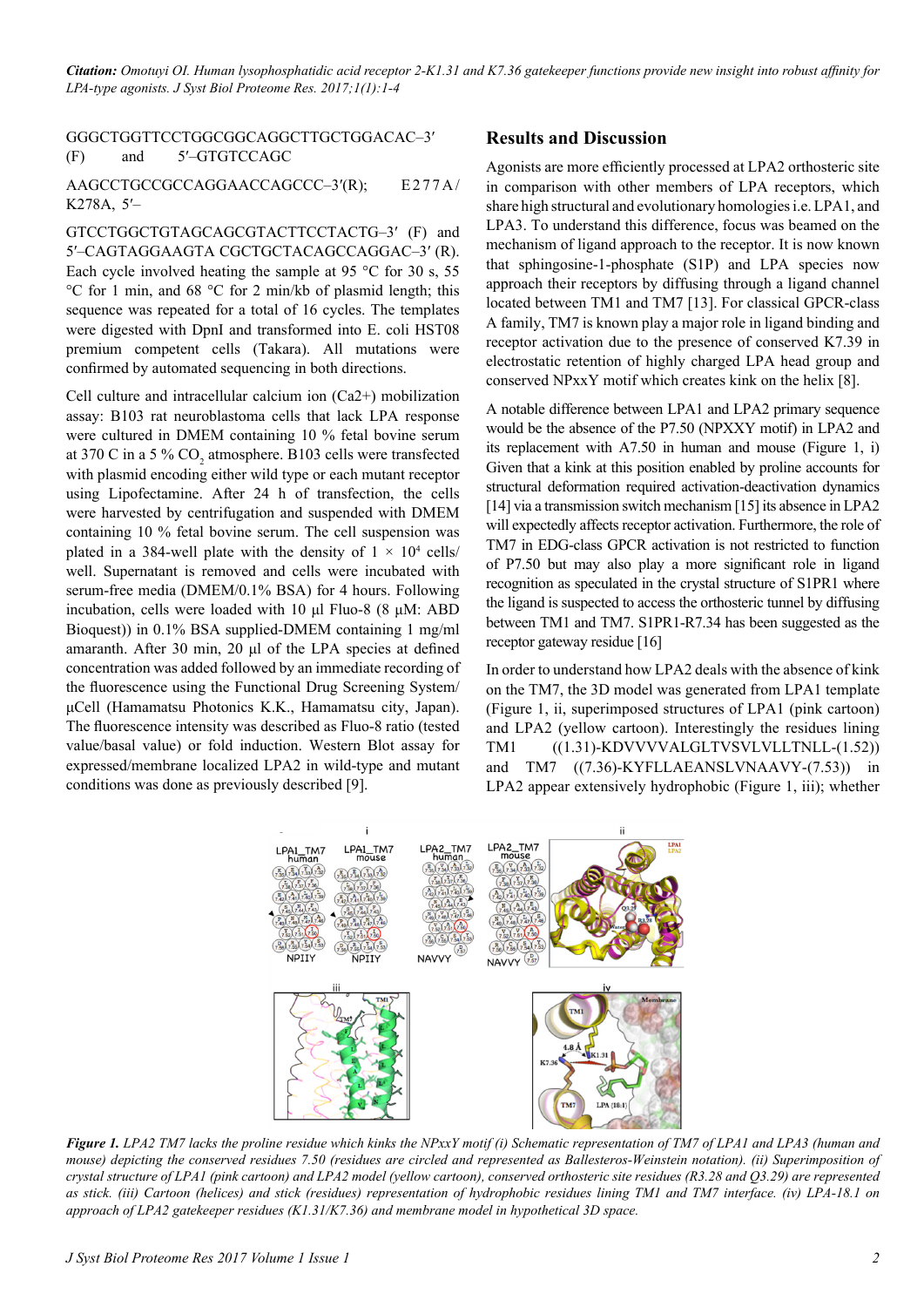GGGCTGGTTCCTGGCGGCAGGCTTGCTGGACAC–3′ (F) and 5′–GTGTCCAGC AAGCCTGCCGCCAGGAACCAGCCC–3′(R); E277A/K278A, 5′–GTCCTGGCTGTAGCAGCGTACTTCCTACTG–3′ (F) and 5′–CAGTAGGAAGTA CGCTGCTACAGCCAGGAC–3′ (R). Each cycle involved heating the sample at 95 °C for 30 s, 55 °C for 1 min, and 68 °C for 2 min/kb of plasmid length; this sequence was repeated for a total of 16 cycles. The templates were digested with DpnI and transformed into E. coli HST08 premium competent cells (Takara). All mutations were confirmed by automated sequencing in both directions.

Cell culture and intracellular calcium ion (Ca2+) mobilization assay: B103 rat neuroblastoma cells that lack LPA response were cultured in DMEM containing 10 % fetal bovine serum at 370 C in a 5 % $CO_2$ atmosphere. B103 cells were transfected with plasmid encoding either wild type or each mutant receptor using Lipofectamine. After 24 h of transfection, the cells were harvested by centrifugation and suspended with DMEM containing 10 % fetal bovine serum. The cell suspension was plated in a 384-well plate with the density of $1 \times 10^4$ cells/well. Supernatant is removed and cells were incubated with serum-free media (DMEM/0.1% BSA) for 4 hours. Following incubation, cells were loaded with 10 µl Fluo-8 (8 µM: ABD Bioquest)) in 0.1% BSA supplied-DMEM containing 1 mg/ml amaranth. After 30 min, 20 µl of the LPA species at defined concentration was added followed by an immediate recording of the fluorescence using the Functional Drug Screening System/µCell (Hamamatsu Photonics K.K., Hamamatsu city, Japan). The fluorescence intensity was described as Fluo-8 ratio (tested value/basal value) or fold induction. Western Blot assay for expressed/membrane localized LPA2 in wild-type and mutant conditions was done as previously described [9].

## Results and Discussion

Agonists are more efficiently processed at LPA2 orthosteric site in comparison with other members of LPA receptors, which share high structural and evolutionary homologies i.e. LPA1, and LPA3. To understand this difference, focus was beamed on the mechanism of ligand approach to the receptor. It is now known that sphingosine-1-phosphate (S1P) and LPA species now approach their receptors by diffusing through a ligand channel located between TM1 and TM7 [13]. For classical GPCR-class A family, TM7 is known play a major role in ligand binding and receptor activation due to the presence of conserved K7.39 in electrostatic retention of highly charged LPA head group and conserved NPxxY motif which creates kink on the helix [8].

A notable difference between LPA1 and LPA2 primary sequence would be the absence of the P7.50 (NPXXY motif) in LPA2 and its replacement with A7.50 in human and mouse (Figure 1, i) Given that a kink at this position enabled by proline accounts for structural deformation required activation-deactivation dynamics [14] via a transmission switch mechanism [15] its absence in LPA2 will expectedly affects receptor activation. Furthermore, the role of TM7 in EDG-class GPCR activation is not restricted to function of P7.50 but may also play a more significant role in ligand recognition as speculated in the crystal structure of S1PR1 where the ligand is suspected to access the orthosteric tunnel by diffusing between TM1 and TM7. S1PR1-R7.34 has been suggested as the receptor gateway residue [16]

In order to understand how LPA2 deals with the absence of kink on the TM7, the 3D model was generated from LPA1 template (Figure 1, ii, superimposed structures of LPA1 (pink cartoon) and LPA2 (yellow cartoon). Interestingly the residues lining TM1 ((1.31)-KDVVVVALGLTVSVLVLLTNLL-(1.52)) and TM7 ((7.36)-KYFLLAEANSLVNAAVY-(7.53)) in LPA2 appear extensively hydrophobic (Figure 1, iii); whether

*Figure 1. LPA2 TM7 lacks the proline residue which kinks the NPxxY motif (i) Schematic representation of TM7 of LPA1 and LPA3 (human and mouse) depicting the conserved residues 7.50 (residues are circled and represented as Ballesteros-Weinstein notation). (ii) Superimposition of crystal structure of LPA1 (pink cartoon) and LPA2 model (yellow cartoon), conserved orthosteric site residues (R3.28 and Q3.29) are represented as stick. (iii) Cartoon (helices) and stick (residues) representation of hydrophobic residues lining TM1 and TM7 interface. (iv) LPA-18.1 on approach of LPA2 gatekeeper residues (K1.31/K7.36) and membrane model in hypothetical 3D space.*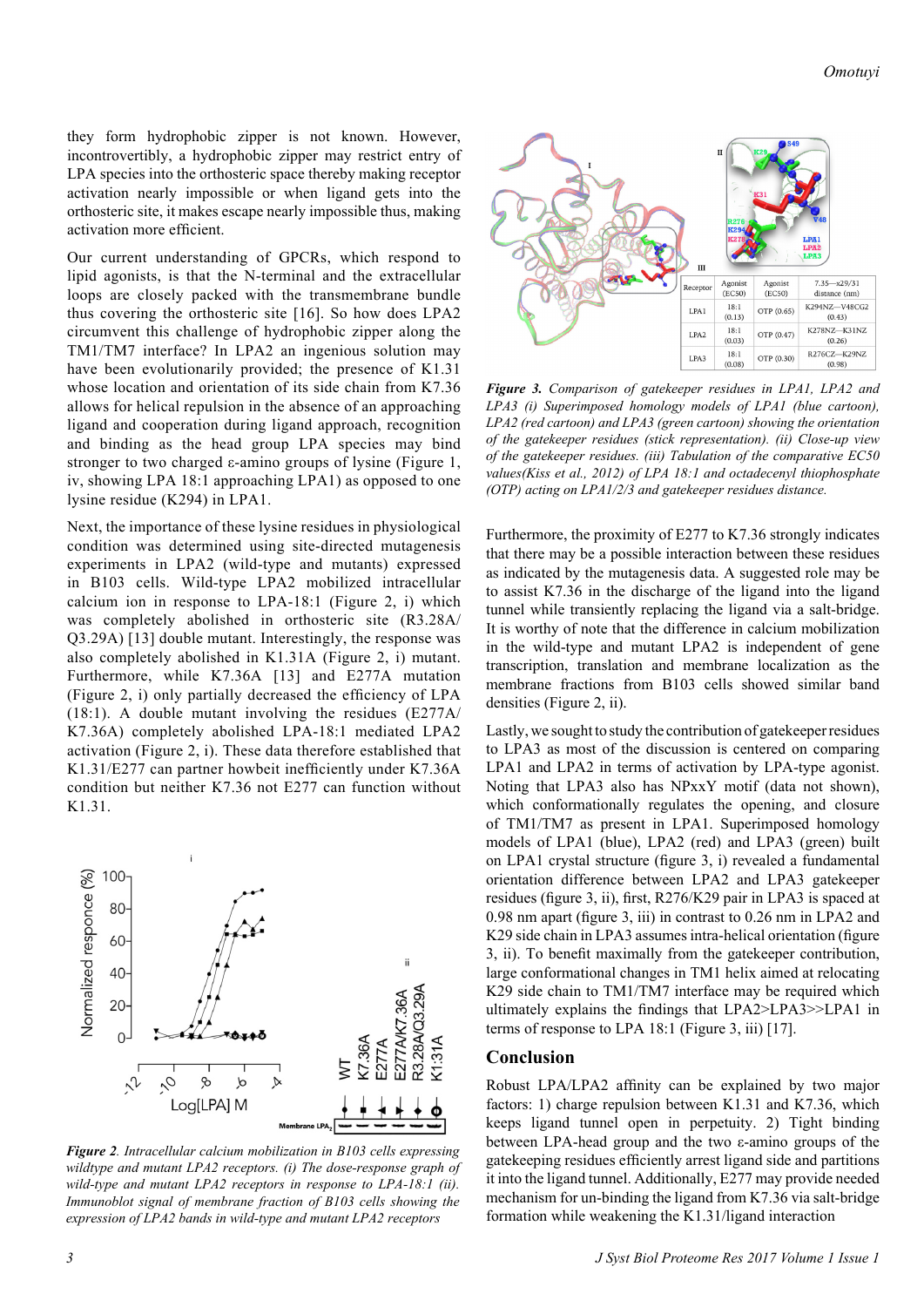they form hydrophobic zipper is not known. However, incontrovertibly, a hydrophobic zipper may restrict entry of LPA species into the orthosteric space thereby making receptor activation nearly impossible or when ligand gets into the orthosteric site, it makes escape nearly impossible thus, making activation more efficient.

Our current understanding of GPCRs, which respond to lipid agonists, is that the N-terminal and the extracellular loops are closely packed with the transmembrane bundle thus covering the orthosteric site [16]. So how does LPA2 circumvent this challenge of hydrophobic zipper along the TM1/TM7 interface? In LPA2 an ingenious solution may have been evolutionarily provided; the presence of K1.31 whose location and orientation of its side chain from K7.36 allows for helical repulsion in the absence of an approaching ligand and cooperation during ligand approach, recognition and binding as the head group LPA species may bind stronger to two charged ε-amino groups of lysine (Figure 1, iv, showing LPA 18:1 approaching LPA1) as opposed to one lysine residue (K294) in LPA1.

Next, the importance of these lysine residues in physiological condition was determined using site-directed mutagenesis experiments in LPA2 (wild-type and mutants) expressed in B103 cells. Wild-type LPA2 mobilized intracellular calcium ion in response to LPA-18:1 (Figure 2, i) which was completely abolished in orthosteric site (R3.28A/Q3.29A) [13] double mutant. Interestingly, the response was also completely abolished in K1.31A (Figure 2, i) mutant. Furthermore, while K7.36A [13] and E277A mutation (Figure 2, i) only partially decreased the efficiency of LPA (18:1). A double mutant involving the residues (E277A/K7.36A) completely abolished LPA-18:1 mediated LPA2 activation (Figure 2, i). These data therefore established that K1.31/E277 can partner howbeit inefficiently under K7.36A condition but neither K7.36 not E277 can function without K1.31.

*Figure 2. Intracellular calcium mobilization in B103 cells expressing wildtype and mutant LPA2 receptors. (i) The dose-response graph of wild-type and mutant LPA2 receptors in response to LPA-18:1 (ii). Immunoblot signal of membrane fraction of B103 cells showing the expression of LPA2 bands in wild-type and mutant LPA2 receptors*

| Receptor | Agonist (EC50) | Agonist (EC50) | 7.35—x29/31 distance (nm) |
|---|---|---|---|
| LPA1 | 18:1 (0.13) | OTP (0.65) | K294NZ—V48CG2 (0.43) |
| LPA2 | 18:1 (0.03) | OTP (0.47) | K278NZ—K31NZ (0.26) |
| LPA3 | 18:1 (0.08) | OTP (0.30) | R276CZ—K29NZ (0.98) |

*Figure 3. Comparison of gatekeeper residues in LPA1, LPA2 and LPA3 (i) Superimposed homology models of LPA1 (blue cartoon), LPA2 (red cartoon) and LPA3 (green cartoon) showing the orientation of the gatekeeper residues (stick representation). (ii) Close-up view of the gatekeeper residues. (iii) Tabulation of the comparative EC50 values(Kiss et al., 2012) of LPA 18:1 and octadecenyl thiophosphate (OTP) acting on LPA1/2/3 and gatekeeper residues distance.*

Furthermore, the proximity of E277 to K7.36 strongly indicates that there may be a possible interaction between these residues as indicated by the mutagenesis data. A suggested role may be to assist K7.36 in the discharge of the ligand into the lipid tunnel while transiently replacing the ligand via a salt-bridge. It is worthy of note that the difference in calcium mobilization in the wild-type and mutant LPA2 is independent of gene transcription, translation and membrane localization as the membrane fractions from B103 cells showed similar band densities (Figure 2, ii).

Lastly, we sought to study the contribution of gatekeeper residues to LPA3 as most of the discussion is centered on comparing LPA1 and LPA2 in terms of activation by LPA-type agonist. Noting that LPA3 also has NPxxY motif (data not shown), which conformationally regulates the opening, and closure of TM1/TM7 as present in LPA1. Superimposed homology models of LPA1 (blue), LPA2 (red) and LPA3 (green) built on LPA1 crystal structure (figure 3, i) revealed a fundamental orientation difference between LPA2 and LPA3 gatekeeper residues (figure 3, ii), first, R276/K29 pair in LPA3 is spaced at 0.98 nm apart (figure 3, iii) in contrast to 0.26 nm in LPA2 and K29 side chain in LPA3 assumes intra-helical orientation (figure 3, ii). To benefit maximally from the gatekeeper contribution, large conformational changes in TM1 helix aimed at relocating K29 side chain to TM1/TM7 interface may be required which ultimately explains the findings that LPA2>LPA3>>LPA1 in terms of response to LPA 18:1 (Figure 3, iii) [17].

## Conclusion

Robust LPA/LPA2 affinity can be explained by two major factors: 1) charge repulsion between K1.31 and K7.36, which keeps ligand tunnel open in perpetuity. 2) Tight binding between LPA-head group and the two ε-amino groups of the gatekeeping residues efficiently arrest ligand side and partitions it into the ligand tunnel. Additionally, E277 may provide needed mechanism for un-binding the ligand from K7.36 via salt-bridge formation while weakening the K1.31/ligand interaction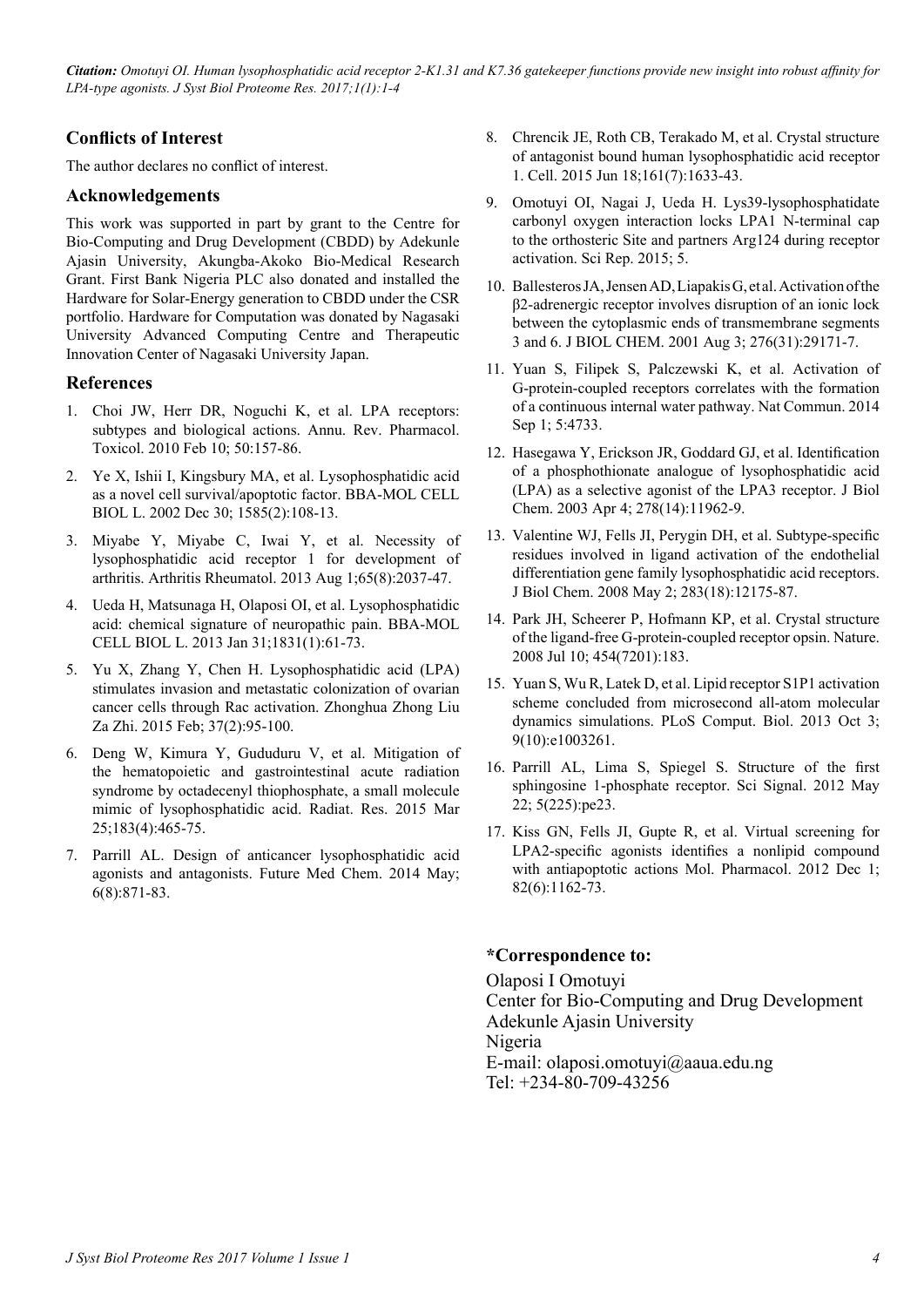## Conflicts of Interest

The author declares no conflict of interest.

## Acknowledgements

This work was supported in part by grant to the Centre for Bio-Computing and Drug Development (CBDD) by Adekunle Ajasin University, Akungba-Akoko Bio-Medical Research Grant. First Bank Nigeria PLC also donated and installed the Hardware for Solar-Energy generation to CBDD under the CSR portfolio. Hardware for Computation was donated by Nagasaki University Advanced Computing Centre and Therapeutic Innovation Center of Nagasaki University Japan.

## References

1. Choi JW, Herr DR, Noguchi K, et al. LPA receptors: subtypes and biological actions. Annu. Rev. Pharmacol. Toxicol. 2010 Feb 10; 50:157-86.
2. Ye X, Ishii I, Kingsbury MA, et al. Lysophosphatidic acid as a novel cell survival/apoptotic factor. BBA-MOL CELL BIOL L. 2002 Dec 30; 1585(2):108-13.
3. Miyabe Y, Miyabe C, Iwai Y, et al. Necessity of lysophosphatidic acid receptor 1 for development of arthritis. Arthritis Rheumatol. 2013 Aug 1;65(8):2037-47.
4. Ueda H, Matsunaga H, Olaposi OI, et al. Lysophosphatidic acid: chemical signature of neuropathic pain. BBA-MOL CELL BIOL L. 2013 Jan 31;1831(1):61-73.
5. Yu X, Zhang Y, Chen H. Lysophosphatidic acid (LPA) stimulates invasion and metastatic colonization of ovarian cancer cells through Rac activation. Zhonghua Zhong Liu Za Zhi. 2015 Feb; 37(2):95-100.
6. Deng W, Kimura Y, Gududuru V, et al. Mitigation of the hematopoietic and gastrointestinal acute radiation syndrome by octadecenyl thiophosphate, a small molecule mimic of lysophosphatidic acid. Radiat. Res. 2015 Mar 25;183(4):465-75.
7. Parrill AL. Design of anticancer lysophosphatidic acid agonists and antagonists. Future Med Chem. 2014 May; 6(8):871-83.
8. Chrencik JE, Roth CB, Terakado M, et al. Crystal structure of antagonist bound human lysophosphatidic acid receptor 1. Cell. 2015 Jun 18;161(7):1633-43.
9. Omotuyi OI, Nagai J, Ueda H. Lys39-lysophosphatidate carbonyl oxygen interaction locks LPA1 N-terminal cap to the orthosteric Site and partners Arg124 during receptor activation. Sci Rep. 2015; 5.
10. Ballesteros JA, Jensen AD, Liapakis G, et al. Activation of the β2-adrenergic receptor involves disruption of an ionic lock between the cytoplasmic ends of transmembrane segments 3 and 6. J BIOL CHEM. 2001 Aug 3; 276(31):29171-7.
11. Yuan S, Filipek S, Palczewski K, et al. Activation of G-protein-coupled receptors correlates with the formation of a continuous internal water pathway. Nat Commun. 2014 Sep 1; 5:4733.
12. Hasegawa Y, Erickson JR, Goddard GJ, et al. Identification of a phosphothionate analogue of lysophosphatidic acid (LPA) as a selective agonist of the LPA3 receptor. J Biol Chem. 2003 Apr 4; 278(14):11962-9.
13. Valentine WJ, Fells JI, Perygin DH, et al. Subtype-specific residues involved in ligand activation of the endothelial differentiation gene family lysophosphatidic acid receptors. J Biol Chem. 2008 May 2; 283(18):12175-87.
14. Park JH, Scheerer P, Hofmann KP, et al. Crystal structure of the ligand-free G-protein-coupled receptor opsin. Nature. 2008 Jul 10; 454(7201):183.
15. Yuan S, Wu R, Latek D, et al. Lipid receptor S1P1 activation scheme concluded from microsecond all-atom molecular dynamics simulations. PLoS Comput. Biol. 2013 Oct 3; 9(10):e1003261.
16. Parrill AL, Lima S, Spiegel S. Structure of the first sphingosine 1-phosphate receptor. Sci Signal. 2012 May 22; 5(225):pe23.
17. Kiss GN, Fells JI, Gupte R, et al. Virtual screening for LPA2-specific agonists identifies a nonlipid compound with antiapoptotic actions Mol. Pharmacol. 2012 Dec 1; 82(6):1162-73.

**\*Correspondence to:**

Olaposi I Omotuyi
Center for Bio-Computing and Drug Development
Adekunle Ajasin University
Nigeria
E-mail: olaposi.omotuyi@aaua.edu.ng
Tel: +234-80-709-43256